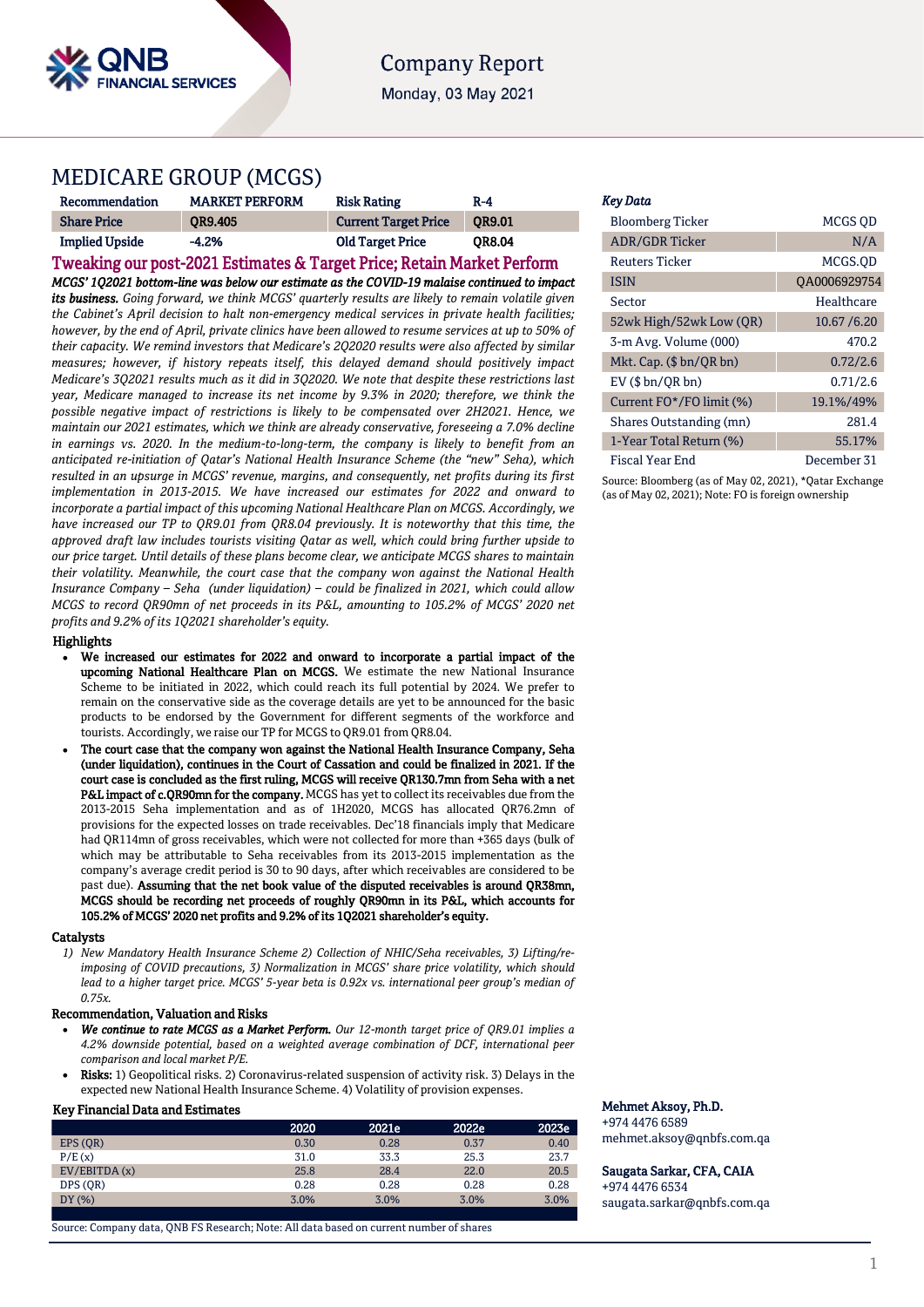Company Report

Monday, 03 May 2021

# MEDICARE GROUP (MCGS)

| Recommendation | MARKET PERFORM | Risk Rating | R-4 |
|---|---|---|---|
| Share Price | QR9.405 | Current Target Price | QR9.01 |
| Implied Upside | -4.2% | Old Target Price | QR8.04 |

## Tweaking our post-2021 Estimates & Target Price; Retain Market Perform

***MCGS' 1Q2021 bottom-line was below our estimate as the COVID-19 malaise continued to impact its business.*** *Going forward, we think MCGS' quarterly results are likely to remain volatile given the Cabinet's April decision to halt non-emergency medical services in private health facilities; however, by the end of April, private clinics have been allowed to resume services at up to 50% of their capacity. We remind investors that Medicare's 2Q2020 results were also affected by similar measures; however, if history repeats itself, this delayed demand should positively impact Medicare's 3Q2021 results much as it did in 3Q2020. We note that despite these restrictions last year, Medicare managed to increase its net income by 9.3% in 2020; therefore, we think the possible negative impact of restrictions is likely to be compensated over 2H2021. Hence, we maintain our 2021 estimates, which we think are already conservative, foreseeing a 7.0% decline in earnings vs. 2020. In the medium-to-long-term, the company is likely to benefit from an anticipated re-initiation of Qatar's National Health Insurance Scheme (the "new" Seha), which resulted in an upsurge in MCGS' revenue, margins, and consequently, net profits during its first implementation in 2013-2015. We have increased our estimates for 2022 and onward to incorporate a partial impact of this upcoming National Healthcare Plan on MCGS. Accordingly, we have increased our TP to QR9.01 from QR8.04 previously. It is noteworthy that this time, the approved draft law includes tourists visiting Qatar as well, which could bring further upside to our price target. Until details of these plans become clear, we anticipate MCGS shares to maintain their volatility. Meanwhile, the court case that the company won against the National Health Insurance Company – Seha (under liquidation) – could be finalized in 2021, which could allow MCGS to record QR90mn of net proceeds in its P&L, amounting to 105.2% of MCGS' 2020 net profits and 9.2% of its 1Q2021 shareholder's equity.*

### Highlights

- **We increased our estimates for 2022 and onward to incorporate a partial impact of the upcoming National Healthcare Plan on MCGS.** We estimate the new National Insurance Scheme to be initiated in 2022, which could reach its full potential by 2024. We prefer to remain on the conservative side as the coverage details are yet to be announced for the basic products to be endorsed by the Government for different segments of the workforce and tourists. Accordingly, we raise our TP for MCGS to QR9.01 from QR8.04.
- **The court case that the company won against the National Health Insurance Company, Seha (under liquidation), continues in the Court of Cassation and could be finalized in 2021. If the court case is concluded as the first ruling, MCGS will receive QR130.7mn from Seha with a net P&L impact of c.QR90mn for the company.** MCGS has yet to collect its receivables due from the 2013-2015 Seha implementation and as of 1H2020, MCGS has allocated QR76.2mn of provisions for the expected losses on trade receivables. Dec'18 financials imply that Medicare had QR114mn of gross receivables, which were not collected for more than +365 days (bulk of which may be attributable to Seha receivables from its 2013-2015 implementation as the company's average credit period is 30 to 90 days, after which receivables are considered to be past due). **Assuming that the net book value of the disputed receivables is around QR38mn, MCGS should be recording net proceeds of roughly QR90mn in its P&L, which accounts for 105.2% of MCGS' 2020 net profits and 9.2% of its 1Q2021 shareholder's equity.**

### Catalysts

1) *New Mandatory Health Insurance Scheme 2) Collection of NHIC/Seha receivables, 3) Lifting/re-imposing of COVID precautions, 3) Normalization in MCGS' share price volatility, which should lead to a higher target price. MCGS' 5-year beta is 0.92x vs. international peer group's median of 0.75x.*

### Recommendation, Valuation and Risks

- ***We continue to rate MCGS as a Market Perform.*** *Our 12-month target price of QR9.01 implies a 4.2% downside potential, based on a weighted average combination of DCF, international peer comparison and local market P/E.*
- **Risks:** 1) Geopolitical risks. 2) Coronavirus-related suspension of activity risk. 3) Delays in the expected new National Health Insurance Scheme. 4) Volatility of provision expenses.

### Key Financial Data and Estimates

| | 2020 | 2021e | 2022e | 2023e |
|---|---|---|---|---|
| EPS (QR) | 0.30 | 0.28 | 0.37 | 0.40 |
| P/E (x) | 31.0 | 33.3 | 25.3 | 23.7 |
| EV/EBITDA (x) | 25.8 | 28.4 | 22.0 | 20.5 |
| DPS (QR) | 0.28 | 0.28 | 0.28 | 0.28 |
| DY (%) | 3.0% | 3.0% | 3.0% | 3.0% |

Source: Company data, QNB FS Research; Note: All data based on current number of shares

### *Key Data*

| | |
|---|---|
| Bloomberg Ticker | MCGS QD |
| ADR/GDR Ticker | N/A |
| Reuters Ticker | MCGS.QD |
| ISIN | QA0006929754 |
| Sector | Healthcare |
| 52wk High/52wk Low (QR) | 10.67 /6.20 |
| 3-m Avg. Volume (000) | 470.2 |
| Mkt. Cap. ($ bn/QR bn) | 0.72/2.6 |
| EV ($ bn/QR bn) | 0.71/2.6 |
| Current FO*/FO limit (%) | 19.1%/49% |
| Shares Outstanding (mn) | 281.4 |
| 1-Year Total Return (%) | 55.17% |
| Fiscal Year End | December 31 |

Source: Bloomberg (as of May 02, 2021), *Qatar Exchange (as of May 02, 2021); Note: FO is foreign ownership

**Mehmet Aksoy, Ph.D.**
+974 4476 6589
mehmet.aksoy@qnbfs.com.qa

**Saugata Sarkar, CFA, CAIA**
+974 4476 6534
saugata.sarkar@qnbfs.com.qa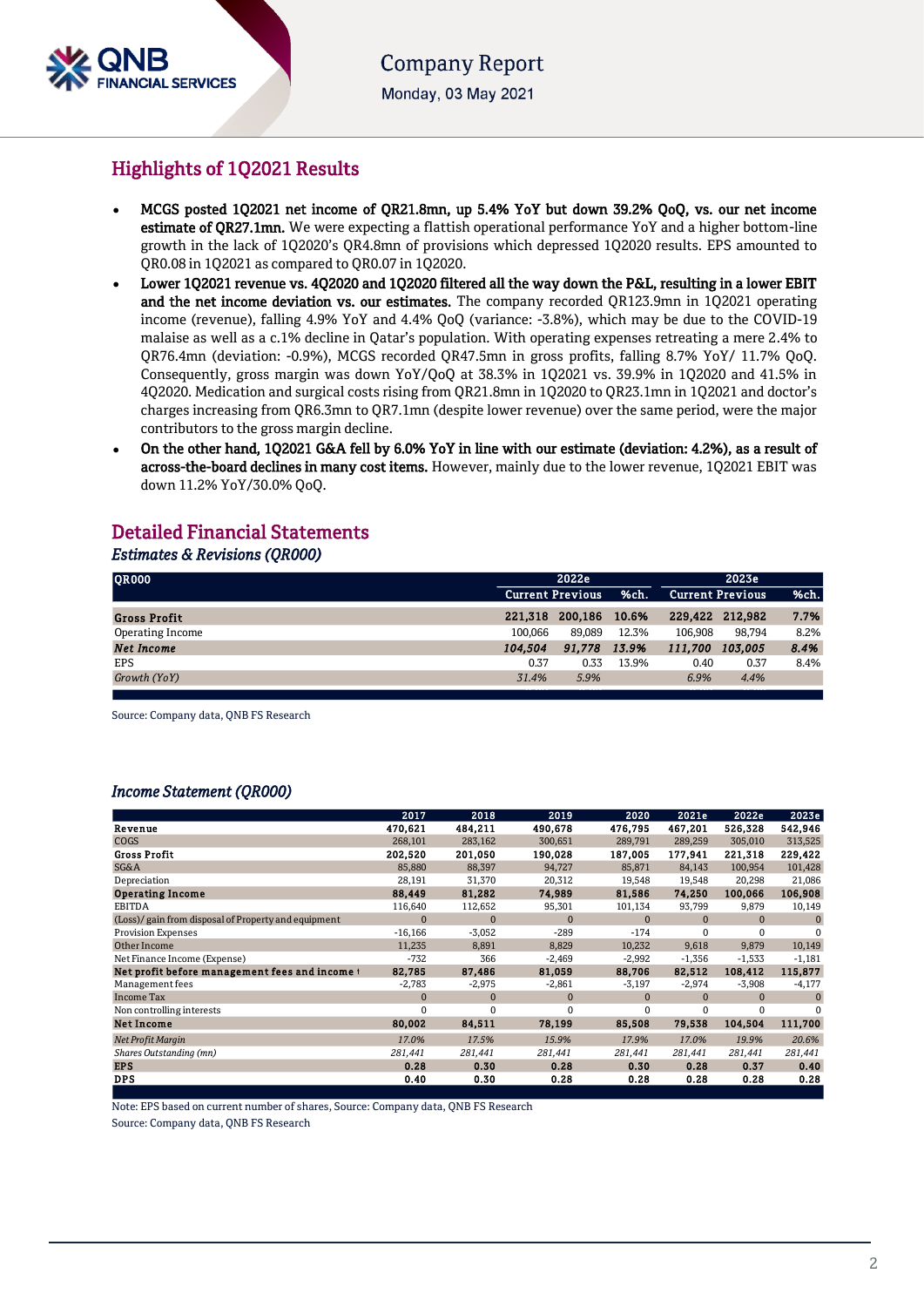## Highlights of 1Q2021 Results

- **MCGS posted 1Q2021 net income of QR21.8mn, up 5.4% YoY but down 39.2% QoQ, vs. our net income estimate of QR27.1mn.** We were expecting a flattish operational performance YoY and a higher bottom-line growth in the lack of 1Q2020's QR4.8mn of provisions which depressed 1Q2020 results. EPS amounted to QR0.08 in 1Q2021 as compared to QR0.07 in 1Q2020.
- **Lower 1Q2021 revenue vs. 4Q2020 and 1Q2020 filtered all the way down the P&L, resulting in a lower EBIT and the net income deviation vs. our estimates.** The company recorded QR123.9mn in 1Q2021 operating income (revenue), falling 4.9% YoY and 4.4% QoQ (variance: -3.8%), which may be due to the COVID-19 malaise as well as a c.1% decline in Qatar's population. With operating expenses retreating a mere 2.4% to QR76.4mn (deviation: -0.9%), MCGS recorded QR47.5mn in gross profits, falling 8.7% YoY/ 11.7% QoQ. Consequently, gross margin was down YoY/QoQ at 38.3% in 1Q2021 vs. 39.9% in 1Q2020 and 41.5% in 4Q2020. Medication and surgical costs rising from QR21.8mn in 1Q2020 to QR23.1mn in 1Q2021 and doctor's charges increasing from QR6.3mn to QR7.1mn (despite lower revenue) over the same period, were the major contributors to the gross margin decline.
- **On the other hand, 1Q2021 G&A fell by 6.0% YoY in line with our estimate (deviation: 4.2%), as a result of across-the-board declines in many cost items.** However, mainly due to the lower revenue, 1Q2021 EBIT was down 11.2% YoY/30.0% QoQ.

## Detailed Financial Statements

### *Estimates & Revisions (QR000)*

| QR000 | 2022e | | | 2023e | | |
|---|---|---|---|---|---|---|
| | Current | Previous | %ch. | Current | Previous | %ch. |
| **Gross Profit** | **221,318** | **200,186** | **10.6%** | **229,422** | **212,982** | **7.7%** |
| Operating Income | 100,066 | 89,089 | 12.3% | 106,908 | 98,794 | 8.2% |
| ***Net Income*** | ***104,504*** | ***91,778*** | ***13.9%*** | ***111,700*** | ***103,005*** | ***8.4%*** |
| EPS | 0.37 | 0.33 | 13.9% | 0.40 | 0.37 | 8.4% |
| *Growth (YoY)* | *31.4%* | *5.9%* | | *6.9%* | *4.4%* | |

Source: Company data, QNB FS Research

### *Income Statement (QR000)*

| | 2017 | 2018 | 2019 | 2020 | 2021e | 2022e | 2023e |
|---|---|---|---|---|---|---|---|
| **Revenue** | **470,621** | **484,211** | **490,678** | **476,795** | **467,201** | **526,328** | **542,946** |
| COGS | 268,101 | 283,162 | 300,651 | 289,791 | 289,259 | 305,010 | 313,525 |
| **Gross Profit** | **202,520** | **201,050** | **190,028** | **187,005** | **177,941** | **221,318** | **229,422** |
| SG&A | 85,880 | 88,397 | 94,727 | 85,871 | 84,143 | 100,954 | 101,428 |
| Depreciation | 28,191 | 31,370 | 20,312 | 19,548 | 19,548 | 20,298 | 21,086 |
| **Operating Income** | **88,449** | **81,282** | **74,989** | **81,586** | **74,250** | **100,066** | **106,908** |
| EBITDA | 116,640 | 112,652 | 95,301 | 101,134 | 93,799 | 9,879 | 10,149 |
| (Loss)/ gain from disposal of Property and equipment | 0 | 0 | 0 | 0 | 0 | 0 | 0 |
| Provision Expenses | -16,166 | -3,052 | -289 | -174 | 0 | 0 | 0 |
| Other Income | 11,235 | 8,891 | 8,829 | 10,232 | 9,618 | 9,879 | 10,149 |
| Net Finance Income (Expense) | -732 | 366 | -2,469 | -2,992 | -1,356 | -1,533 | -1,181 |
| **Net profit before management fees and income t** | **82,785** | **87,486** | **81,059** | **88,706** | **82,512** | **108,412** | **115,877** |
| Management fees | -2,783 | -2,975 | -2,861 | -3,197 | -2,974 | -3,908 | -4,177 |
| Income Tax | 0 | 0 | 0 | 0 | 0 | 0 | 0 |
| Non controlling interests | 0 | 0 | 0 | 0 | 0 | 0 | 0 |
| **Net Income** | **80,002** | **84,511** | **78,199** | **85,508** | **79,538** | **104,504** | **111,700** |
| *Net Profit Margin* | *17.0%* | *17.5%* | *15.9%* | *17.9%* | *17.0%* | *19.9%* | *20.6%* |
| *Shares Outstanding (mn)* | *281,441* | *281,441* | *281,441* | *281,441* | *281,441* | *281,441* | *281,441* |
| **EPS** | **0.28** | **0.30** | **0.28** | **0.30** | **0.28** | **0.37** | **0.40** |
| **DPS** | **0.40** | **0.30** | **0.28** | **0.28** | **0.28** | **0.28** | **0.28** |

Note: EPS based on current number of shares, Source: Company data, QNB FS Research

Source: Company data, QNB FS Research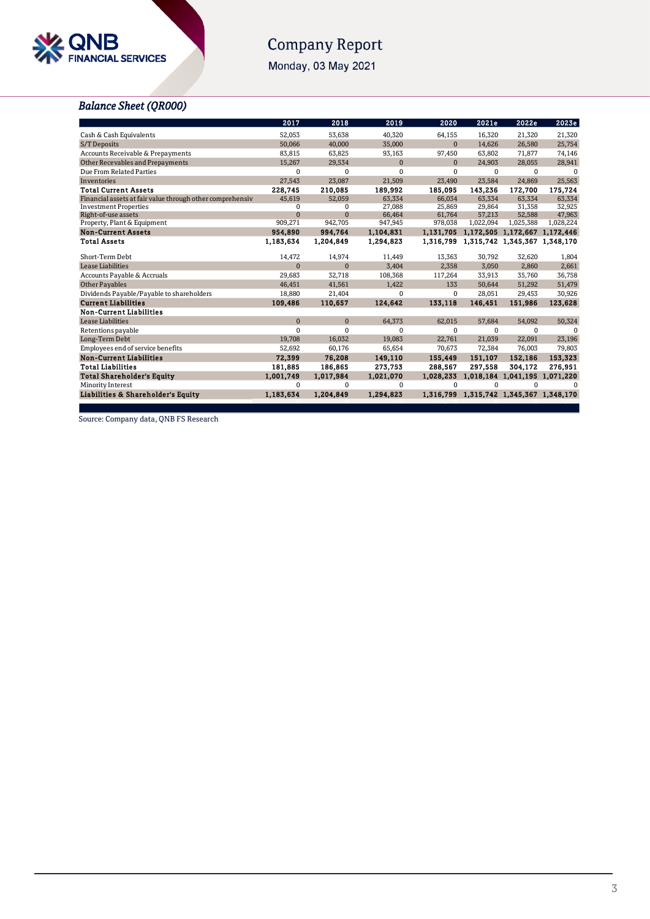## *Balance Sheet (QR000)*

| | 2017 | 2018 | 2019 | 2020 | 2021e | 2022e | 2023e |
|---|---|---|---|---|---|---|---|
| Cash & Cash Equivalents | 52,053 | 53,638 | 40,320 | 64,155 | 16,320 | 21,320 | 21,320 |
| S/T Deposits | 50,066 | 40,000 | 35,000 | 0 | 14,626 | 26,580 | 25,754 |
| Accounts Receivable & Prepayments | 83,815 | 63,825 | 93,163 | 97,450 | 63,802 | 71,877 | 74,146 |
| Other Recevables and Prepayments | 15,267 | 29,534 | 0 | 0 | 24,903 | 28,055 | 28,941 |
| Due From Related Parties | 0 | 0 | 0 | 0 | 0 | 0 | 0 |
| Inventories | 27,543 | 23,087 | 21,509 | 23,490 | 23,584 | 24,869 | 25,563 |
| **Total Current Assets** | **228,745** | **210,085** | **189,992** | **185,095** | **143,236** | **172,700** | **175,724** |
| Financial assets at fair value through other comprehensiv | 45,619 | 52,059 | 63,334 | 66,034 | 63,334 | 63,334 | 63,334 |
| Investment Properties | 0 | 0 | 27,088 | 25,869 | 29,864 | 31,358 | 32,925 |
| Right-of-use assets | 0 | 0 | 66,464 | 61,764 | 57,213 | 52,588 | 47,963 |
| Property, Plant & Equipment | 909,271 | 942,705 | 947,945 | 978,038 | 1,022,094 | 1,025,388 | 1,028,224 |
| **Non-Current Assets** | **954,890** | **994,764** | **1,104,831** | **1,131,705** | **1,172,505** | **1,172,667** | **1,172,446** |
| **Total Assets** | **1,183,634** | **1,204,849** | **1,294,823** | **1,316,799** | **1,315,742** | **1,345,367** | **1,348,170** |
| | | | | | | | |
| Short-Term Debt | 14,472 | 14,974 | 11,449 | 13,363 | 30,792 | 32,620 | 1,804 |
| Lease Liabilities | 0 | 0 | 3,404 | 2,358 | 3,050 | 2,860 | 2,661 |
| Accounts Payable & Accruals | 29,683 | 32,718 | 108,368 | 117,264 | 33,913 | 35,760 | 36,758 |
| Other Payables | 46,451 | 41,561 | 1,422 | 133 | 50,644 | 51,292 | 51,479 |
| Dividends Payable/Payable to shareholders | 18,880 | 21,404 | 0 | 0 | 28,051 | 29,453 | 30,926 |
| **Current Liabilities** | **109,486** | **110,657** | **124,642** | **133,118** | **146,451** | **151,986** | **123,628** |
| **Non-Current Liabilities** | | | | | | | |
| Lease Liabilities | 0 | 0 | 64,373 | 62,015 | 57,684 | 54,092 | 50,324 |
| Retentions payable | 0 | 0 | 0 | 0 | 0 | 0 | 0 |
| Long-Term Debt | 19,708 | 16,032 | 19,083 | 22,761 | 21,039 | 22,091 | 23,196 |
| Employees end of service benefits | 52,692 | 60,176 | 65,654 | 70,673 | 72,384 | 76,003 | 79,803 |
| **Non-Current Liabilities** | **72,399** | **76,208** | **149,110** | **155,449** | **151,107** | **152,186** | **153,323** |
| **Total Liabilities** | **181,885** | **186,865** | **273,753** | **288,567** | **297,558** | **304,172** | **276,951** |
| **Total Shareholder's Equity** | **1,001,749** | **1,017,984** | **1,021,070** | **1,028,233** | **1,018,184** | **1,041,195** | **1,071,220** |
| Minority Interest | 0 | 0 | 0 | 0 | 0 | 0 | 0 |
| **Liabilities & Shareholder's Equity** | **1,183,634** | **1,204,849** | **1,294,823** | **1,316,799** | **1,315,742** | **1,345,367** | **1,348,170** |

Source: Company data, QNB FS Research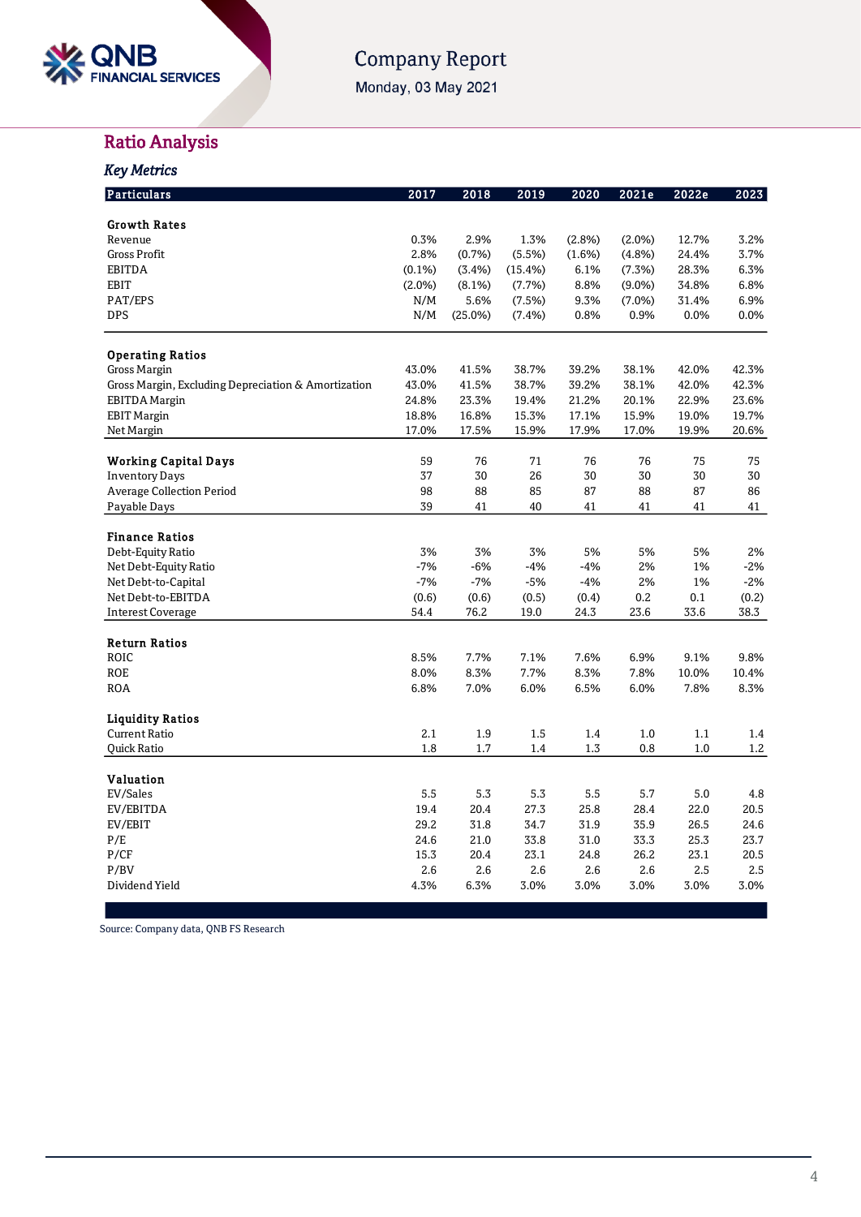## Ratio Analysis

### *Key Metrics*

| Particulars | 2017 | 2018 | 2019 | 2020 | 2021e | 2022e | 2023 |
|---|---|---|---|---|---|---|---|
| **Growth Rates** | | | | | | | |
| Revenue | 0.3% | 2.9% | 1.3% | (2.8%) | (2.0%) | 12.7% | 3.2% |
| Gross Profit | 2.8% | (0.7%) | (5.5%) | (1.6%) | (4.8%) | 24.4% | 3.7% |
| EBITDA | (0.1%) | (3.4%) | (15.4%) | 6.1% | (7.3%) | 28.3% | 6.3% |
| EBIT | (2.0%) | (8.1%) | (7.7%) | 8.8% | (9.0%) | 34.8% | 6.8% |
| PAT/EPS | N/M | 5.6% | (7.5%) | 9.3% | (7.0%) | 31.4% | 6.9% |
| DPS | N/M | (25.0%) | (7.4%) | 0.8% | 0.9% | 0.0% | 0.0% |
| **Operating Ratios** | | | | | | | |
| Gross Margin | 43.0% | 41.5% | 38.7% | 39.2% | 38.1% | 42.0% | 42.3% |
| Gross Margin, Excluding Depreciation & Amortization | 43.0% | 41.5% | 38.7% | 39.2% | 38.1% | 42.0% | 42.3% |
| EBITDA Margin | 24.8% | 23.3% | 19.4% | 21.2% | 20.1% | 22.9% | 23.6% |
| EBIT Margin | 18.8% | 16.8% | 15.3% | 17.1% | 15.9% | 19.0% | 19.7% |
| Net Margin | 17.0% | 17.5% | 15.9% | 17.9% | 17.0% | 19.9% | 20.6% |
| **Working Capital Days** | 59 | 76 | 71 | 76 | 76 | 75 | 75 |
| Inventory Days | 37 | 30 | 26 | 30 | 30 | 30 | 30 |
| Average Collection Period | 98 | 88 | 85 | 87 | 88 | 87 | 86 |
| Payable Days | 39 | 41 | 40 | 41 | 41 | 41 | 41 |
| **Finance Ratios** | | | | | | | |
| Debt-Equity Ratio | 3% | 3% | 3% | 5% | 5% | 5% | 2% |
| Net Debt-Equity Ratio | -7% | -6% | -4% | -4% | 2% | 1% | -2% |
| Net Debt-to-Capital | -7% | -7% | -5% | -4% | 2% | 1% | -2% |
| Net Debt-to-EBITDA | (0.6) | (0.6) | (0.5) | (0.4) | 0.2 | 0.1 | (0.2) |
| Interest Coverage | 54.4 | 76.2 | 19.0 | 24.3 | 23.6 | 33.6 | 38.3 |
| **Return Ratios** | | | | | | | |
| ROIC | 8.5% | 7.7% | 7.1% | 7.6% | 6.9% | 9.1% | 9.8% |
| ROE | 8.0% | 8.3% | 7.7% | 8.3% | 7.8% | 10.0% | 10.4% |
| ROA | 6.8% | 7.0% | 6.0% | 6.5% | 6.0% | 7.8% | 8.3% |
| **Liquidity Ratios** | | | | | | | |
| Current Ratio | 2.1 | 1.9 | 1.5 | 1.4 | 1.0 | 1.1 | 1.4 |
| Quick Ratio | 1.8 | 1.7 | 1.4 | 1.3 | 0.8 | 1.0 | 1.2 |
| **Valuation** | | | | | | | |
| EV/Sales | 5.5 | 5.3 | 5.3 | 5.5 | 5.7 | 5.0 | 4.8 |
| EV/EBITDA | 19.4 | 20.4 | 27.3 | 25.8 | 28.4 | 22.0 | 20.5 |
| EV/EBIT | 29.2 | 31.8 | 34.7 | 31.9 | 35.9 | 26.5 | 24.6 |
| P/E | 24.6 | 21.0 | 33.8 | 31.0 | 33.3 | 25.3 | 23.7 |
| P/CF | 15.3 | 20.4 | 23.1 | 24.8 | 26.2 | 23.1 | 20.5 |
| P/BV | 2.6 | 2.6 | 2.6 | 2.6 | 2.6 | 2.5 | 2.5 |
| Dividend Yield | 4.3% | 6.3% | 3.0% | 3.0% | 3.0% | 3.0% | 3.0% |

Source: Company data, QNB FS Research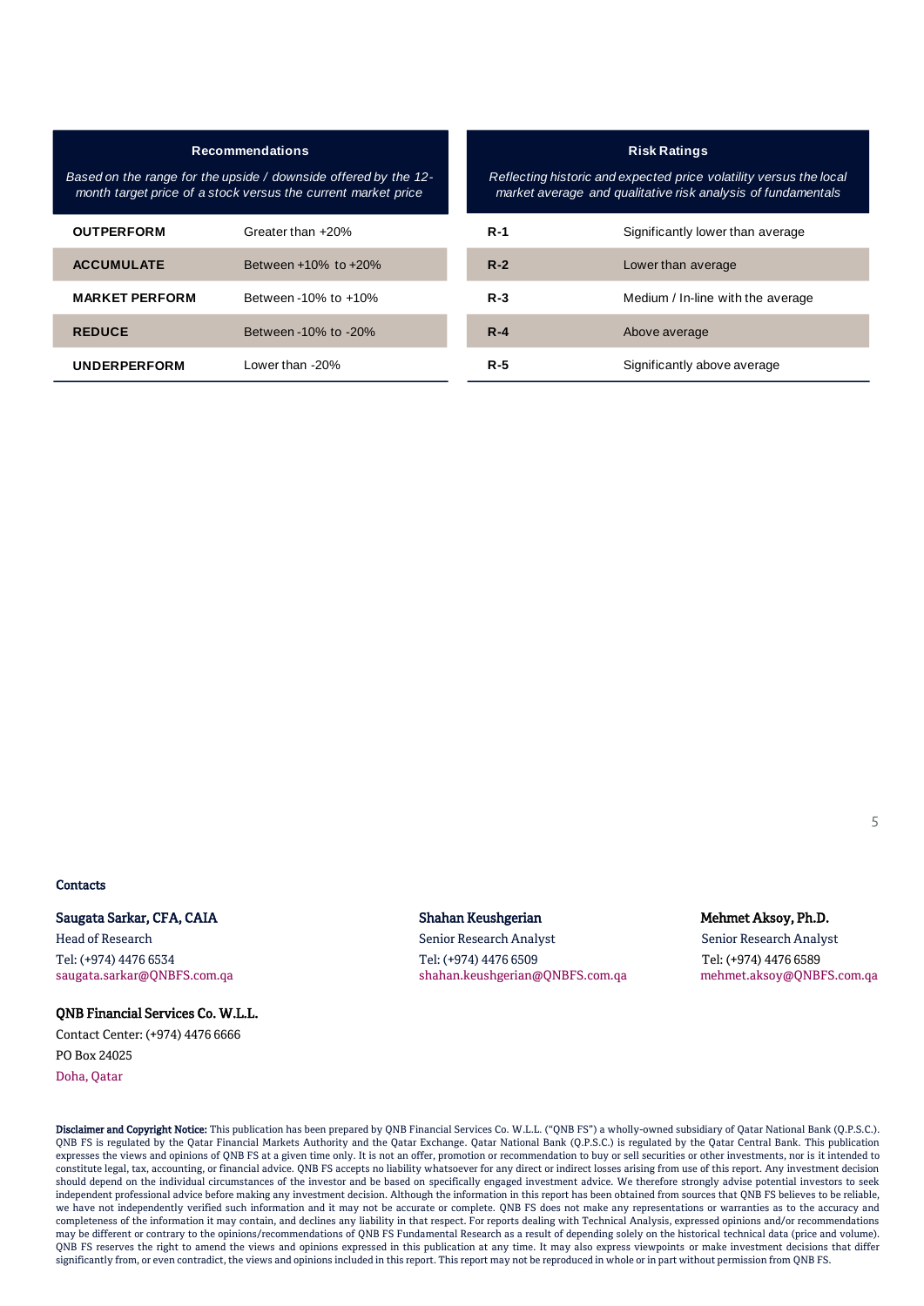| Recommendations | |
| --- | --- |
| *Based on the range for the upside / downside offered by the 12-month target price of a stock versus the current market price* | |
| **OUTPERFORM** | Greater than +20% |
| **ACCUMULATE** | Between +10% to +20% |
| **MARKET PERFORM** | Between -10% to +10% |
| **REDUCE** | Between -10% to -20% |
| **UNDERPERFORM** | Lower than -20% |

| Risk Ratings | |
| --- | --- |
| *Reflecting historic and expected price volatility versus the local market average and qualitative risk analysis of fundamentals* | |
| **R-1** | Significantly lower than average |
| **R-2** | Lower than average |
| **R-3** | Medium / In-line with the average |
| **R-4** | Above average |
| **R-5** | Significantly above average |

**Contacts**

**Saugata Sarkar, CFA, CAIA**
Head of Research
Tel: (+974) 4476 6534
saugata.sarkar@QNBFS.com.qa

**Shahan Keushgerian**
Senior Research Analyst
Tel: (+974) 4476 6509
shahan.keushgerian@QNBFS.com.qa

**Mehmet Aksoy, Ph.D.**
Senior Research Analyst
Tel: (+974) 4476 6589
mehmet.aksoy@QNBFS.com.qa

**QNB Financial Services Co. W.L.L.**
Contact Center: (+974) 4476 6666
PO Box 24025
Doha, Qatar

**Disclaimer and Copyright Notice:** This publication has been prepared by QNB Financial Services Co. W.L.L. ("QNB FS") a wholly-owned subsidiary of Qatar National Bank (Q.P.S.C.). QNB FS is regulated by the Qatar Financial Markets Authority and the Qatar Exchange. Qatar National Bank (Q.P.S.C.) is regulated by the Qatar Central Bank. This publication expresses the views and opinions of QNB FS at a given time only. It is not an offer, promotion or recommendation to buy or sell securities or other investments, nor is it intended to constitute legal, tax, accounting, or financial advice. QNB FS accepts no liability whatsoever for any direct or indirect losses arising from use of this report. Any investment decision should depend on the individual circumstances of the investor and be based on specifically engaged investment advice. We therefore strongly advise potential investors to seek independent professional advice before making any investment decision. Although the information in this report has been obtained from sources that QNB FS believes to be reliable, we have not independently verified such information and it may not be accurate or complete. QNB FS does not make any representations or warranties as to the accuracy and completeness of the information it may contain, and declines any liability in that respect. For reports dealing with Technical Analysis, expressed opinions and/or recommendations may be different or contrary to the opinions/recommendations of QNB FS Fundamental Research as a result of depending solely on the historical technical data (price and volume). QNB FS reserves the right to amend the views and opinions expressed in this publication at any time. It may also express viewpoints or make investment decisions that differ significantly from, or even contradict, the views and opinions included in this report. This report may not be reproduced in whole or in part without permission from QNB FS.